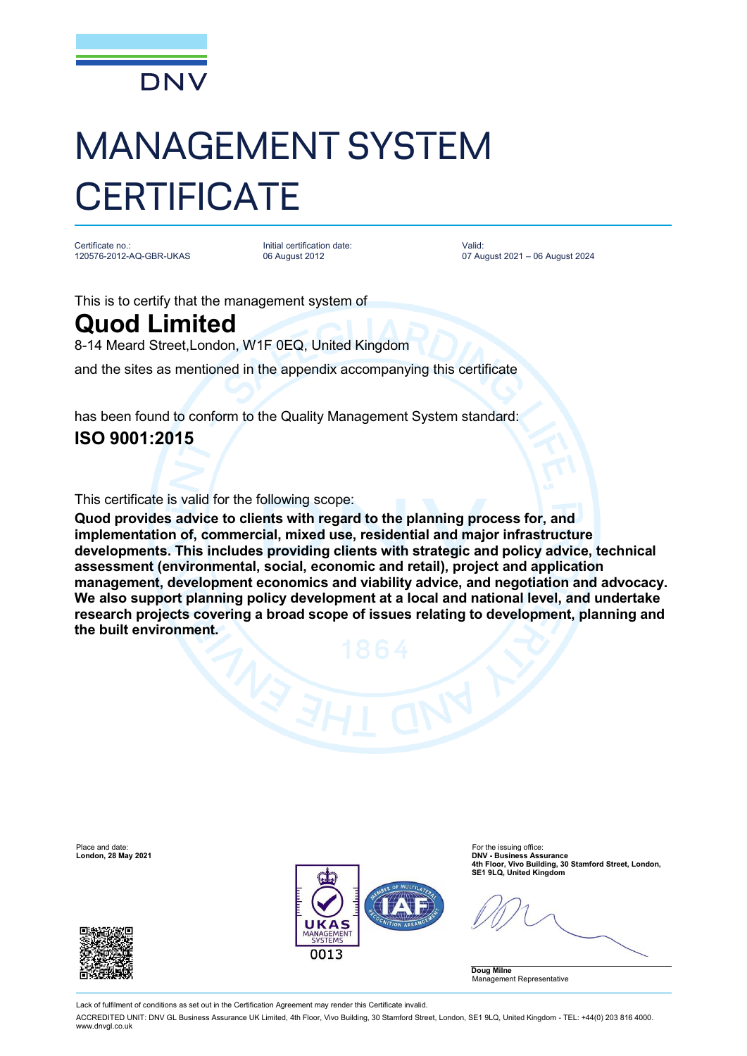DNV

# MANAGEMENT SYSTEM CERTIFICATE

| Certificate no.: | Initial certification date: | Valid: |
| --- | --- | --- |
| 120576-2012-AQ-GBR-UKAS | 06 August 2012 | 07 August 2021 – 06 August 2024 |

This is to certify that the management system of

## Quod Limited

8-14 Meard Street,London, W1F 0EQ, United Kingdom

and the sites as mentioned in the appendix accompanying this certificate

has been found to conform to the Quality Management System standard:

### ISO 9001:2015

This certificate is valid for the following scope:

**Quod provides advice to clients with regard to the planning process for, and implementation of, commercial, mixed use, residential and major infrastructure developments. This includes providing clients with strategic and policy advice, technical assessment (environmental, social, economic and retail), project and application management, development economics and viability advice, and negotiation and advocacy. We also support planning policy development at a local and national level, and undertake research projects covering a broad scope of issues relating to development, planning and the built environment.**

Place and date:
**London, 28 May 2021**

For the issuing office:
**DNV - Business Assurance**
**4th Floor, Vivo Building, 30 Stamford Street, London, SE1 9LQ, United Kingdom**

UKAS MANAGEMENT SYSTEMS 0013

**Doug Milne**
Management Representative

Lack of fulfilment of conditions as set out in the Certification Agreement may render this Certificate invalid.

ACCREDITED UNIT: DNV GL Business Assurance UK Limited, 4th Floor, Vivo Building, 30 Stamford Street, London, SE1 9LQ, United Kingdom - TEL: +44(0) 203 816 4000. www.dnvgl.co.uk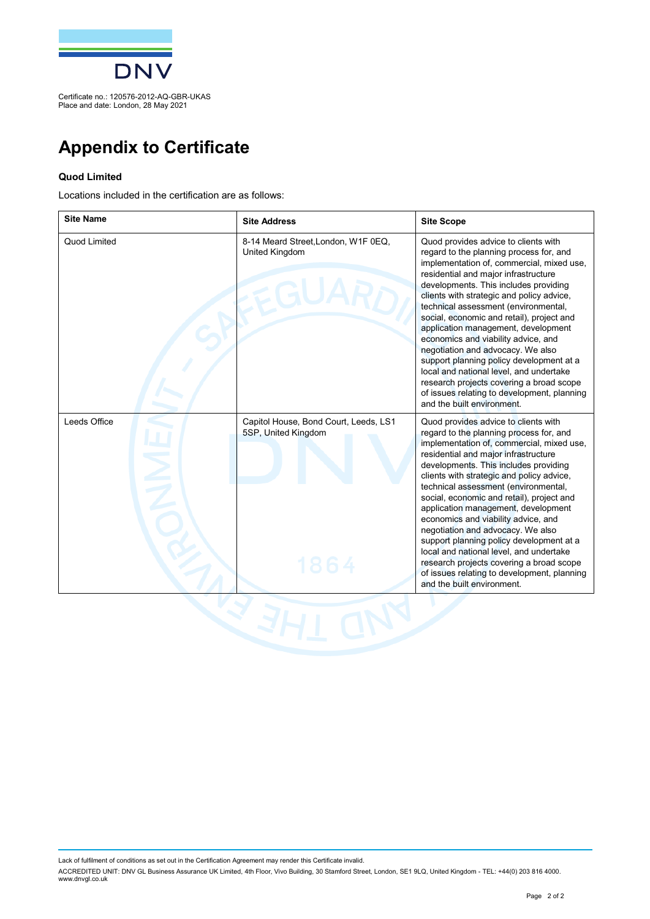Certificate no.: 120576-2012-AQ-GBR-UKAS
Place and date: London, 28 May 2021

# Appendix to Certificate

**Quod Limited**

Locations included in the certification are as follows:

| Site Name | Site Address | Site Scope |
|---|---|---|
| Quod Limited | 8-14 Meard Street,London, W1F 0EQ, United Kingdom | Quod provides advice to clients with regard to the planning process for, and implementation of, commercial, mixed use, residential and major infrastructure developments. This includes providing clients with strategic and policy advice, technical assessment (environmental, social, economic and retail), project and application management, development economics and viability advice, and negotiation and advocacy. We also support planning policy development at a local and national level, and undertake research projects covering a broad scope of issues relating to development, planning and the built environment. |
| Leeds Office | Capitol House, Bond Court, Leeds, LS1 5SP, United Kingdom | Quod provides advice to clients with regard to the planning process for, and implementation of, commercial, mixed use, residential and major infrastructure developments. This includes providing clients with strategic and policy advice, technical assessment (environmental, social, economic and retail), project and application management, development economics and viability advice, and negotiation and advocacy. We also support planning policy development at a local and national level, and undertake research projects covering a broad scope of issues relating to development, planning and the built environment. |

Lack of fulfilment of conditions as set out in the Certification Agreement may render this Certificate invalid.

ACCREDITED UNIT: DNV GL Business Assurance UK Limited, 4th Floor, Vivo Building, 30 Stamford Street, London, SE1 9LQ, United Kingdom - TEL: +44(0) 203 816 4000. www.dnvgl.co.uk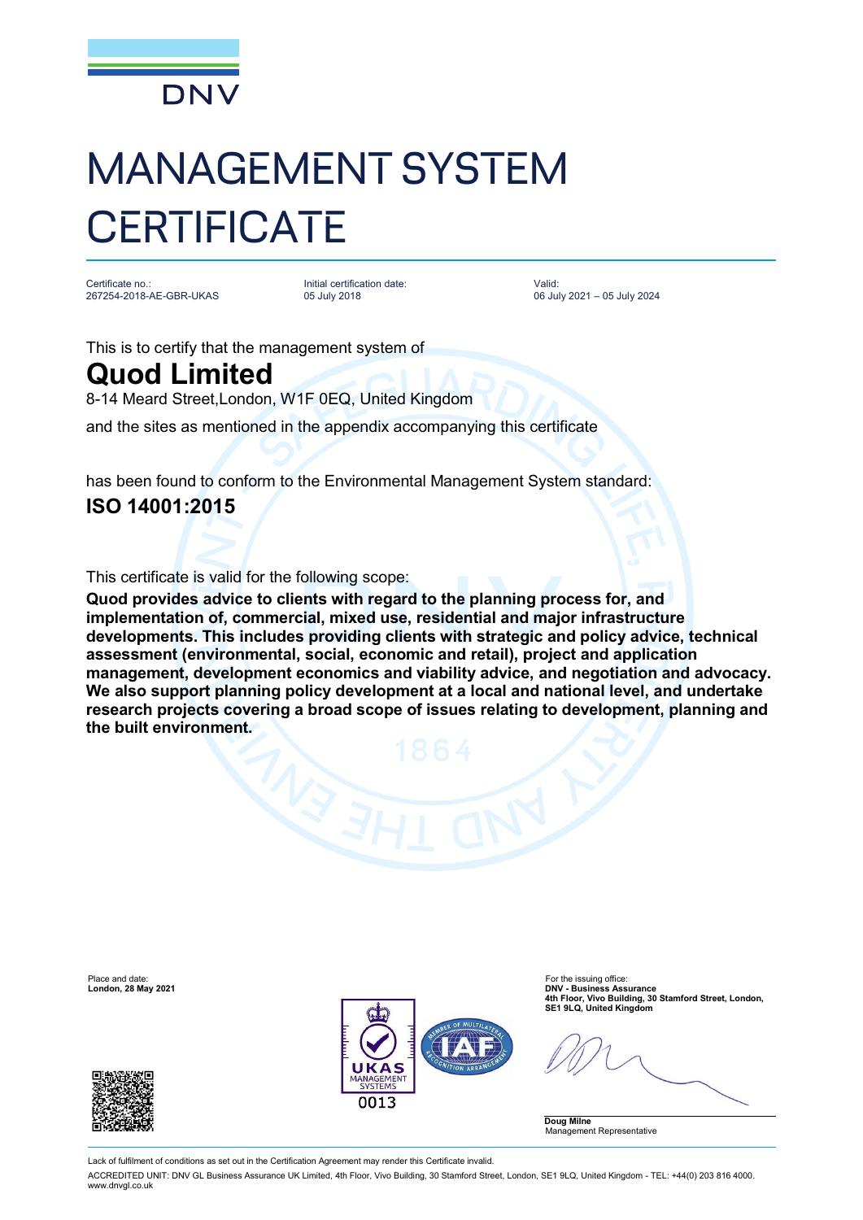DNV

# MANAGEMENT SYSTEM CERTIFICATE

| Certificate no.: | Initial certification date: | Valid: |
| --- | --- | --- |
| 267254-2018-AE-GBR-UKAS | 05 July 2018 | 06 July 2021 – 05 July 2024 |

This is to certify that the management system of

## Quod Limited

8-14 Meard Street,London, W1F 0EQ, United Kingdom

and the sites as mentioned in the appendix accompanying this certificate

has been found to conform to the Environmental Management System standard:

## ISO 14001:2015

This certificate is valid for the following scope:

**Quod provides advice to clients with regard to the planning process for, and implementation of, commercial, mixed use, residential and major infrastructure developments. This includes providing clients with strategic and policy advice, technical assessment (environmental, social, economic and retail), project and application management, development economics and viability advice, and negotiation and advocacy. We also support planning policy development at a local and national level, and undertake research projects covering a broad scope of issues relating to development, planning and the built environment.**

Place and date:
**London, 28 May 2021**

For the issuing office:
**DNV - Business Assurance**
**4th Floor, Vivo Building, 30 Stamford Street, London, SE1 9LQ, United Kingdom**

UKAS MANAGEMENT SYSTEMS 0013

**Doug Milne**
Management Representative

Lack of fulfilment of conditions as set out in the Certification Agreement may render this Certificate invalid.

ACCREDITED UNIT: DNV GL Business Assurance UK Limited, 4th Floor, Vivo Building, 30 Stamford Street, London, SE1 9LQ, United Kingdom - TEL: +44(0) 203 816 4000. www.dnvgl.co.uk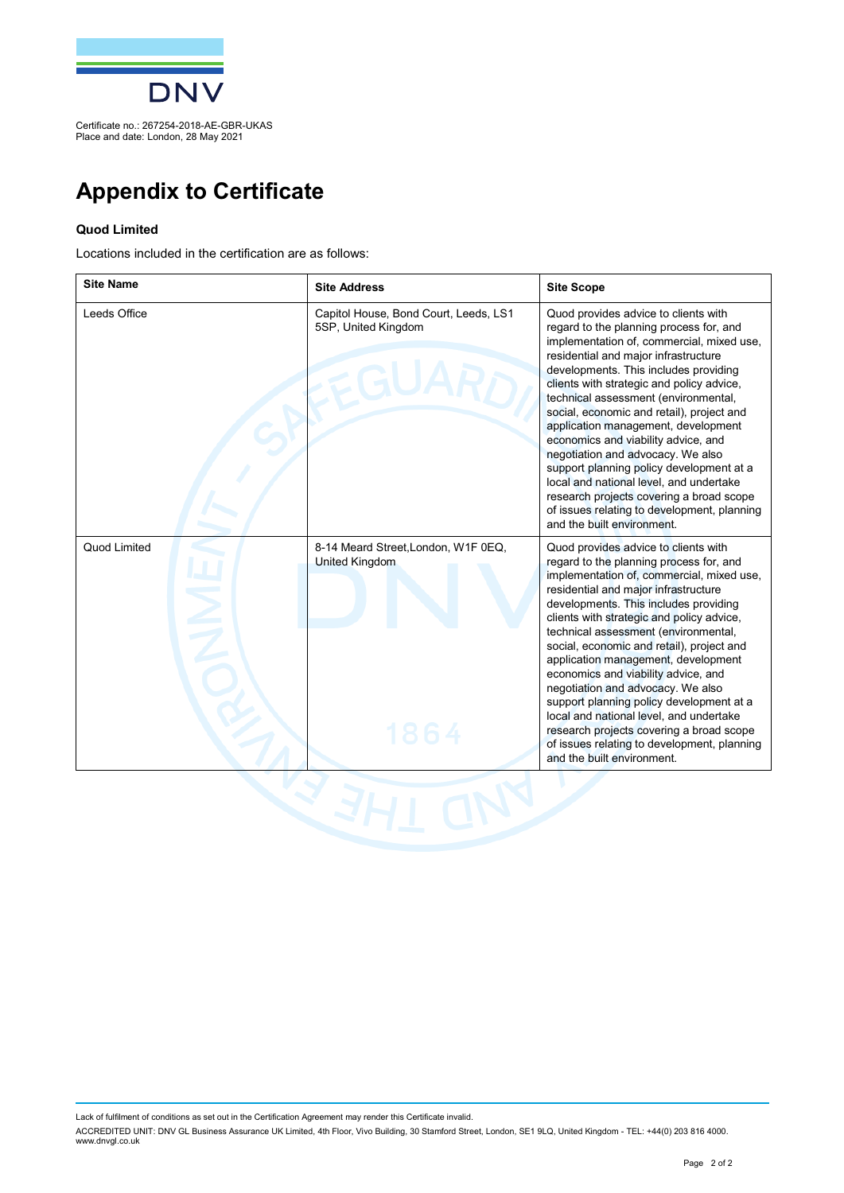Certificate no.: 267254-2018-AE-GBR-UKAS
Place and date: London, 28 May 2021

# Appendix to Certificate

**Quod Limited**

Locations included in the certification are as follows:

| **Site Name** | **Site Address** | **Site Scope** |
|---|---|---|
| Leeds Office | Capitol House, Bond Court, Leeds, LS1 5SP, United Kingdom | Quod provides advice to clients with regard to the planning process for, and implementation of, commercial, mixed use, residential and major infrastructure developments. This includes providing clients with strategic and policy advice, technical assessment (environmental, social, economic and retail), project and application management, development economics and viability advice, and negotiation and advocacy. We also support planning policy development at a local and national level, and undertake research projects covering a broad scope of issues relating to development, planning and the built environment. |
| Quod Limited | 8-14 Meard Street,London, W1F 0EQ, United Kingdom | Quod provides advice to clients with regard to the planning process for, and implementation of, commercial, mixed use, residential and major infrastructure developments. This includes providing clients with strategic and policy advice, technical assessment (environmental, social, economic and retail), project and application management, development economics and viability advice, and negotiation and advocacy. We also support planning policy development at a local and national level, and undertake research projects covering a broad scope of issues relating to development, planning and the built environment. |

Lack of fulfilment of conditions as set out in the Certification Agreement may render this Certificate invalid.

ACCREDITED UNIT: DNV GL Business Assurance UK Limited, 4th Floor, Vivo Building, 30 Stamford Street, London, SE1 9LQ, United Kingdom - TEL: +44(0) 203 816 4000. www.dnvgl.co.uk